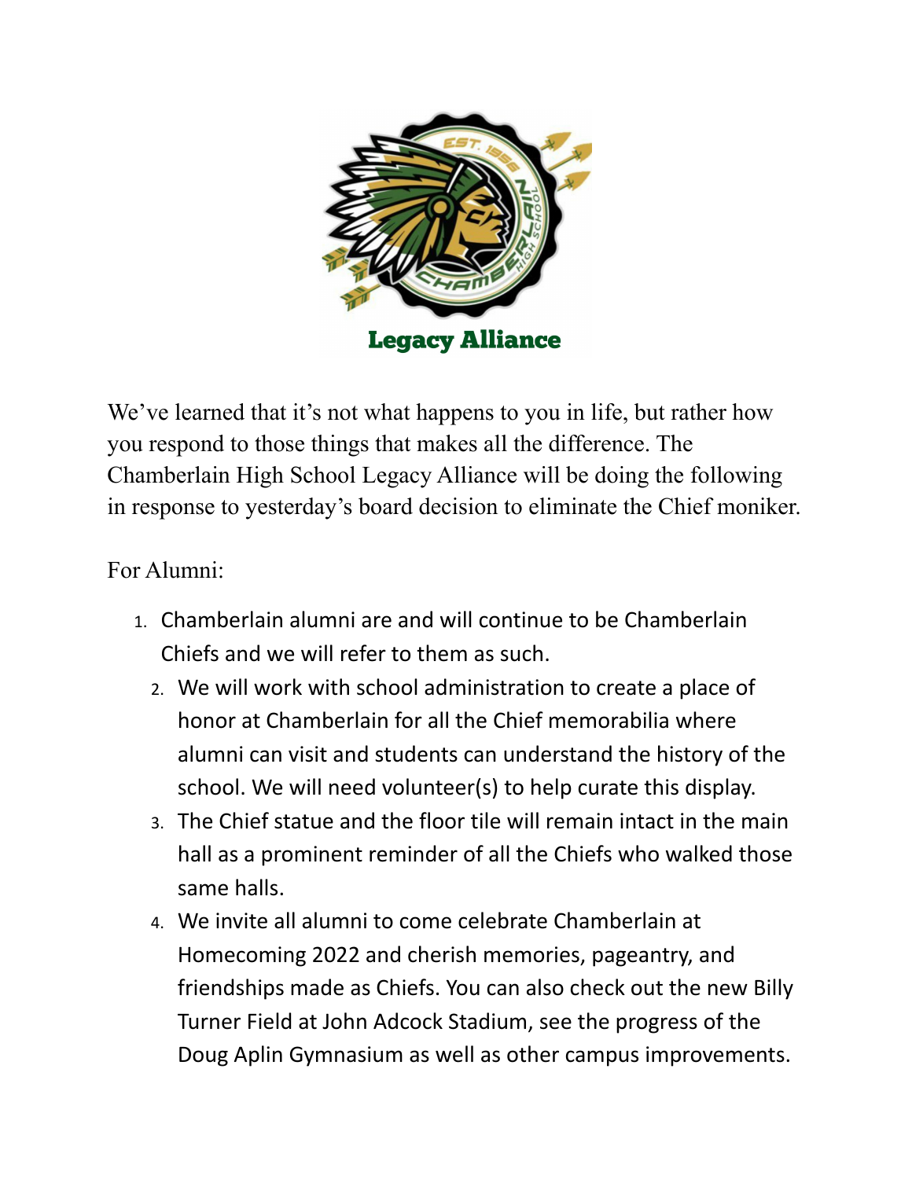Legacy Alliance

We've learned that it's not what happens to you in life, but rather how you respond to those things that makes all the difference. The Chamberlain High School Legacy Alliance will be doing the following in response to yesterday's board decision to eliminate the Chief moniker.

For Alumni:

1. Chamberlain alumni are and will continue to be Chamberlain Chiefs and we will refer to them as such.
2. We will work with school administration to create a place of honor at Chamberlain for all the Chief memorabilia where alumni can visit and students can understand the history of the school. We will need volunteer(s) to help curate this display.
3. The Chief statue and the floor tile will remain intact in the main hall as a prominent reminder of all the Chiefs who walked those same halls.
4. We invite all alumni to come celebrate Chamberlain at Homecoming 2022 and cherish memories, pageantry, and friendships made as Chiefs. You can also check out the new Billy Turner Field at John Adcock Stadium, see the progress of the Doug Aplin Gymnasium as well as other campus improvements.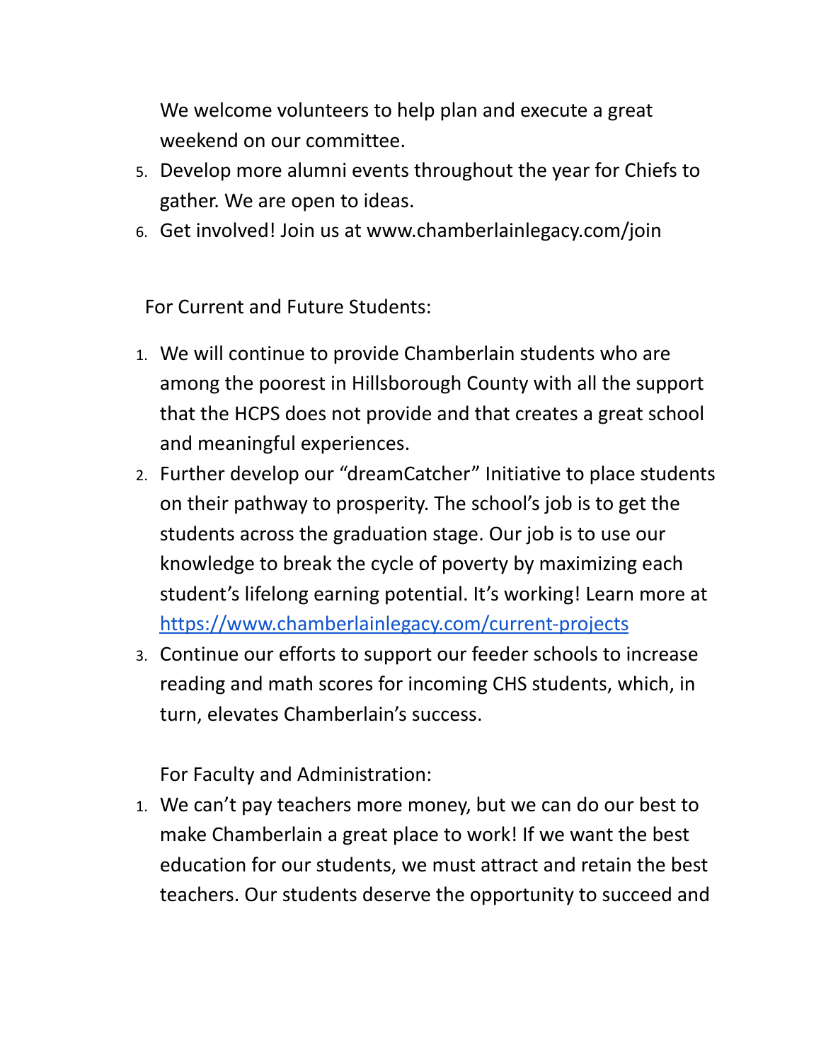We welcome volunteers to help plan and execute a great weekend on our committee.

5. Develop more alumni events throughout the year for Chiefs to gather. We are open to ideas.
6. Get involved! Join us at www.chamberlainlegacy.com/join

For Current and Future Students:

1. We will continue to provide Chamberlain students who are among the poorest in Hillsborough County with all the support that the HCPS does not provide and that creates a great school and meaningful experiences.
2. Further develop our "dreamCatcher" Initiative to place students on their pathway to prosperity. The school's job is to get the students across the graduation stage. Our job is to use our knowledge to break the cycle of poverty by maximizing each student's lifelong earning potential. It's working! Learn more at https://www.chamberlainlegacy.com/current-projects
3. Continue our efforts to support our feeder schools to increase reading and math scores for incoming CHS students, which, in turn, elevates Chamberlain's success.

For Faculty and Administration:

1. We can't pay teachers more money, but we can do our best to make Chamberlain a great place to work! If we want the best education for our students, we must attract and retain the best teachers. Our students deserve the opportunity to succeed and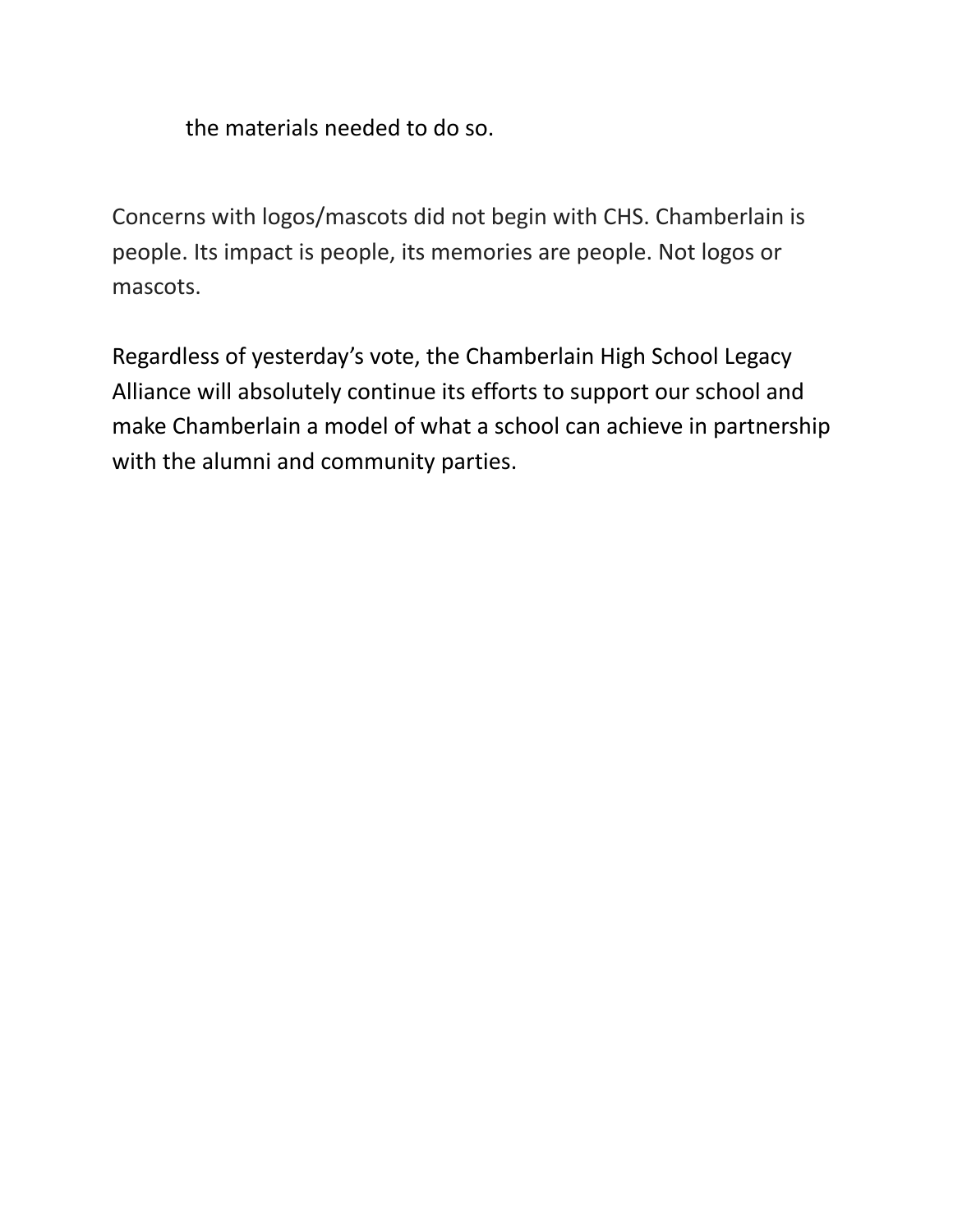the materials needed to do so.

Concerns with logos/mascots did not begin with CHS. Chamberlain is people. Its impact is people, its memories are people. Not logos or mascots.

Regardless of yesterday's vote, the Chamberlain High School Legacy Alliance will absolutely continue its efforts to support our school and make Chamberlain a model of what a school can achieve in partnership with the alumni and community parties.